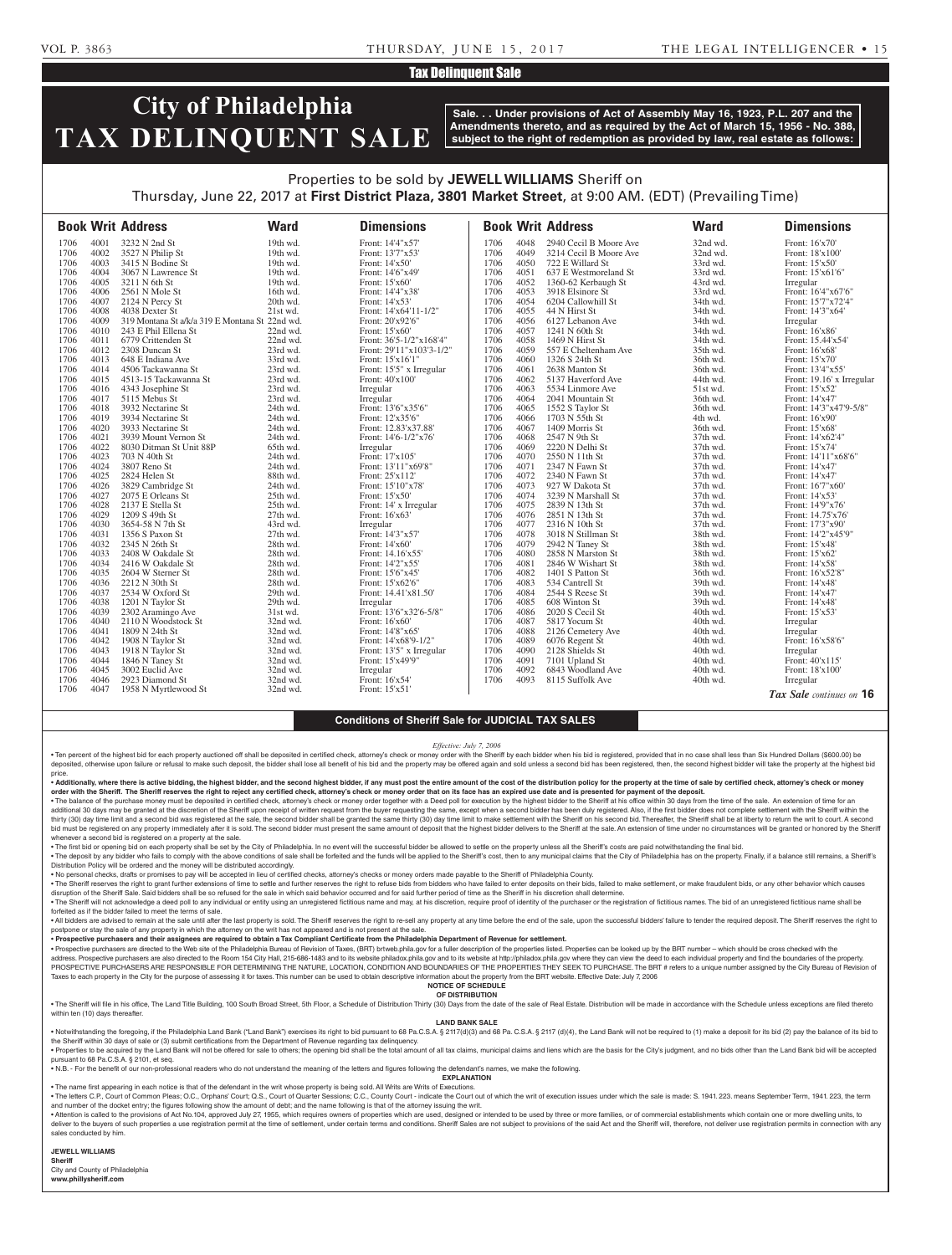## Tax Delinquent Sale

# City of Philadelphia TAX DELINQUENT SALE

**Sale. . . Under provisions of Act of Assembly May 16, 1923, P.L. 207 and the Amendments thereto, and as required by the Act of March 15, 1956 - No. 388, subject to the right of redemption as provided by law, real estate as follows:**

Properties to be sold by **JEWELL WILLIAMS** Sheriff on Thursday, June 22, 2017 at **First District Plaza, 3801 Market Street**, at 9:00 AM. (EDT) (Prevailing Time)

| Book | Writ | Address | Ward | Dimensions |
|---|---|---|---|---|
| 1706 | 4001 | 3232 N 2nd St | 19th wd. | Front: 14'4"x57' |
| 1706 | 4002 | 3527 N Philip St | 19th wd. | Front: 13'7"x53' |
| 1706 | 4003 | 3415 N Bodine St | 19th wd. | Front: 14'x50' |
| 1706 | 4004 | 3067 N Lawrence St | 19th wd. | Front: 14'6"x49' |
| 1706 | 4005 | 3211 N 6th St | 19th wd. | Front: 15'x60' |
| 1706 | 4006 | 2561 N Mole St | 16th wd. | Front: 14'4"x38' |
| 1706 | 4007 | 2124 N Percy St | 20th wd. | Front: 14'x53' |
| 1706 | 4008 | 4038 Dexter St | 21st wd. | Front: 14'x64'11-1/2" |
| 1706 | 4009 | 319 Montana St a/k/a 319 E Montana St | 22nd wd. | Front: 20'x92'6" |
| 1706 | 4010 | 243 E Phil Ellena St | 22nd wd. | Front: 15'x60' |
| 1706 | 4011 | 6779 Crittenden St | 22nd wd. | Front: 36'5-1/2"x168'4" |
| 1706 | 4012 | 2308 Duncan St | 23rd wd. | Front: 29'11"x103'3-1/2" |
| 1706 | 4013 | 648 E Indiana Ave | 33rd wd. | Front: 15'x16'1" |
| 1706 | 4014 | 4506 Tackawanna St | 23rd wd. | Front: 15'5" x Irregular |
| 1706 | 4015 | 4513-15 Tackawanna St | 23rd wd. | Front: 40'x100' |
| 1706 | 4016 | 4343 Josephine St | 23rd wd. | Irregular |
| 1706 | 4017 | 5115 Mebus St | 23rd wd. | Irregular |
| 1706 | 4018 | 3932 Nectarine St | 24th wd. | Front: 13'6"x35'6" |
| 1706 | 4019 | 3934 Nectarine St | 24th wd. | Front: 12'x35'6" |
| 1706 | 4020 | 3933 Nectarine St | 24th wd. | Front: 12.83'x37.88' |
| 1706 | 4021 | 3939 Mount Vernon St | 24th wd. | Front: 14'6-1/2"x76' |
| 1706 | 4022 | 8030 Ditman St Unit 88P | 65th wd. | Irregular |
| 1706 | 4023 | 703 N 40th St | 24th wd. | Front: 17'x105' |
| 1706 | 4024 | 3807 Reno St | 24th wd. | Front: 13'11"x69'8" |
| 1706 | 4025 | 2824 Helen St | 88th wd. | Front: 25'x112' |
| 1706 | 4026 | 3829 Cambridge St | 24th wd. | Front: 15'10"x78' |
| 1706 | 4027 | 2075 E Orleans St | 25th wd. | Front: 15'x50' |
| 1706 | 4028 | 2137 E Stella St | 25th wd. | Front: 14' x Irregular |
| 1706 | 4029 | 1209 S 49th St | 27th wd. | Front: 16'x63' |
| 1706 | 4030 | 3654-58 N 7th St | 43rd wd. | Irregular |
| 1706 | 4031 | 1356 S Paxon St | 27th wd. | Front: 14'3"x57' |
| 1706 | 4032 | 2345 N 26th St | 28th wd. | Front: 14'x60' |
| 1706 | 4033 | 2408 W Oakdale St | 28th wd. | Front: 14.16'x55' |
| 1706 | 4034 | 2416 W Oakdale St | 28th wd. | Front: 14'2"x55' |
| 1706 | 4035 | 2604 W Sterner St | 28th wd. | Front: 15'6"x45' |
| 1706 | 4036 | 2212 N 30th St | 28th wd. | Front: 15'x62'6" |
| 1706 | 4037 | 2534 W Oxford St | 29th wd. | Front: 14.41'x81.50' |
| 1706 | 4038 | 1201 N Taylor St | 29th wd. | Irregular |
| 1706 | 4039 | 2302 Aramingo Ave | 31st wd. | Front: 13'6"x32'6-5/8" |
| 1706 | 4040 | 2110 N Woodstock St | 32nd wd. | Front: 16'x60' |
| 1706 | 4041 | 1809 N 24th St | 32nd wd. | Front: 14'8"x65' |
| 1706 | 4042 | 1908 N Taylor St | 32nd wd. | Front: 14'x68'9-1/2" |
| 1706 | 4043 | 1918 N Taylor St | 32nd wd. | Front: 13'5" x Irregular |
| 1706 | 4044 | 1846 N Taney St | 32nd wd. | Front: 15'x49'9" |
| 1706 | 4045 | 3002 Euclid Ave | 32nd wd. | Irregular |
| 1706 | 4046 | 2923 Diamond St | 32nd wd. | Front: 16'x54' |
| 1706 | 4047 | 1958 N Myrtlewood St | 32nd wd. | Front: 15'x51' |
| 1706 | 4048 | 2940 Cecil B Moore Ave | 32nd wd. | Front: 16'x70' |
| 1706 | 4049 | 3214 Cecil B Moore Ave | 32nd wd. | Front: 18'x100' |
| 1706 | 4050 | 722 E Willard St | 33rd wd. | Front: 15'x50' |
| 1706 | 4051 | 637 E Westmoreland St | 33rd wd. | Front: 15'x61'6" |
| 1706 | 4052 | 1360-62 Kerbaugh St | 43rd wd. | Irregular |
| 1706 | 4053 | 3918 Elsinore St | 33rd wd. | Front: 16'4"x67'6" |
| 1706 | 4054 | 6204 Callowhill St | 34th wd. | Front: 15'7"x72'4" |
| 1706 | 4055 | 44 N Hirst St | 34th wd. | Front: 14'3"x64' |
| 1706 | 4056 | 6127 Lebanon Ave | 34th wd. | Irregular |
| 1706 | 4057 | 1241 N 60th St | 34th wd. | Front: 16'x86' |
| 1706 | 4058 | 1469 N Hirst St | 34th wd. | Front: 15.44'x54' |
| 1706 | 4059 | 557 E Cheltenham Ave | 35th wd. | Front: 16'x68' |
| 1706 | 4060 | 1326 S 24th St | 36th wd. | Front: 15'x70' |
| 1706 | 4061 | 2638 Manton St | 36th wd. | Front: 13'4"x55' |
| 1706 | 4062 | 5137 Haverford Ave | 44th wd. | Front: 19.16' x Irregular |
| 1706 | 4063 | 5534 Linmore Ave | 51st wd. | Front: 15'x52' |
| 1706 | 4064 | 2041 Mountain St | 36th wd. | Front: 14'x47' |
| 1706 | 4065 | 1552 S Taylor St | 36th wd. | Front: 14'3"x47'9-5/8" |
| 1706 | 4066 | 1703 N 55th St | 4th wd. | Front: 16'x90' |
| 1706 | 4067 | 1409 Morris St | 36th wd. | Front: 15'x68' |
| 1706 | 4068 | 2547 N 9th St | 37th wd. | Front: 14'x62'4" |
| 1706 | 4069 | 2220 N Delhi St | 37th wd. | Front: 15'x74' |
| 1706 | 4070 | 2550 N 11th St | 37th wd. | Front: 14'11"x68'6" |
| 1706 | 4071 | 2347 N Fawn St | 37th wd. | Front: 14'x47' |
| 1706 | 4072 | 2340 N Fawn St | 37th wd. | Front: 14'x47' |
| 1706 | 4073 | 927 W Dakota St | 37th wd. | Front: 16'7"x60' |
| 1706 | 4074 | 3239 N Marshall St | 37th wd. | Front: 14'x53' |
| 1706 | 4075 | 2839 N 13th St | 37th wd. | Front: 14'9"x76' |
| 1706 | 4076 | 2851 N 13th St | 37th wd. | Front: 14.75'x76' |
| 1706 | 4077 | 2316 N 10th St | 37th wd. | Front: 17'3"x90' |
| 1706 | 4078 | 3018 N Stillman St | 38th wd. | Front: 14'2"x45'9" |
| 1706 | 4079 | 2942 N Taney St | 38th wd. | Front: 15'x48' |
| 1706 | 4080 | 2858 N Marston St | 38th wd. | Front: 15'x62' |
| 1706 | 4081 | 2846 W Wishart St | 38th wd. | Front: 14'x58' |
| 1706 | 4082 | 1401 S Patton St | 36th wd. | Front: 16'x52'8" |
| 1706 | 4083 | 534 Cantrell St | 39th wd. | Front: 14'x48' |
| 1706 | 4084 | 2544 S Reese St | 39th wd. | Front: 14'x47' |
| 1706 | 4085 | 608 Winton St | 39th wd. | Front: 14'x48' |
| 1706 | 4086 | 2020 S Cecil St | 40th wd. | Front: 15'x53' |
| 1706 | 4087 | 5817 Yocum St | 40th wd. | Irregular |
| 1706 | 4088 | 2126 Cemetery Ave | 40th wd. | Irregular |
| 1706 | 4089 | 6076 Regent St | 40th wd. | Front: 16'x58'6" |
| 1706 | 4090 | 2128 Shields St | 40th wd. | Irregular |
| 1706 | 4091 | 7101 Upland St | 40th wd. | Front: 40'x115' |
| 1706 | 4092 | 6843 Woodland Ave | 40th wd. | Front: 18'x100' |
| 1706 | 4093 | 8115 Suffolk Ave | 40th wd. | Irregular |

*Tax Sale continues on* **16**

### Conditions of Sheriff Sale for JUDICIAL TAX SALES

*Effective: July 7, 2006*

• Ten percent of the highest bid for each property auctioned off shall be deposited in certified check, attorney's check or money order with the Sheriff by each bidder when his bid is registered, provided that in no case shall less than Six Hundred Dollars ($600.00) be deposited, otherwise upon failure or refusal to make such deposit, the bidder shall lose all benefit of his bid and the property may be offered again and sold unless a second bid has been registered, then, the second highest bidder will take the property at the highest bid price.

**• Additionally, where there is active bidding, the highest bidder, and the second highest bidder, if any must post the entire amount of the cost of the distribution policy for the property at the time of sale by certified check, attorney's check or money order with the Sheriff. The Sheriff reserves the right to reject any certified check, attorney's check or money order that on its face has an expired use date and is presented for payment of the deposit.**

• The balance of the purchase money must be deposited in certified check, attorney's check or money order together with a Deed poll for execution by the highest bidder to the Sheriff at his office within 30 days from the time of the sale. An extension of time for an additional 30 days may be granted at the discretion of the Sheriff upon receipt of written request from the buyer requesting the same, except when a second bidder has been duly registered. Also, if the first bidder does not complete settlement with the Sheriff within the thirty (30) day time limit and a second bid was registered at the sale, the second bidder shall be granted the same thirty (30) day time limit to make settlement with the Sheriff on his second bid. Thereafter, the Sheriff shall be at liberty to return the writ to court. A second bid must be registered on any property immediately after it is sold. The second bidder must present the same amount of deposit that the highest bidder delivers to the Sheriff at the sale. An extension of time under no circumstances will be granted or honored by the Sheriff whenever a second bid is registered on a property at the sale.

• The first bid or opening bid on each property shall be set by the City of Philadelphia. In no event will the successful bidder be allowed to settle on the property unless all the Sheriff's costs are paid notwithstanding the final bid.

• The deposit by any bidder who fails to comply with the above conditions of sale shall be forfeited and the funds will be applied to the Sheriff's cost, then to any municipal claims that the City of Philadelphia has on the property. Finally, if a balance still remains, a Sheriff's Distribution Policy will be ordered and the money will be distributed accordingly.

• No personal checks, drafts or promises to pay will be accepted in lieu of certified checks, attorney's checks or money orders made payable to the Sheriff of Philadelphia County.

• The Sheriff reserves the right to grant further extensions of time to settle and further reserves the right to refuse bids from bidders who have failed to enter deposits on their bids, failed to make settlement, or make fraudulent bids, or any other behavior which causes disruption of the Sheriff Sale. Said bidders shall be so refused for the sale in which said behavior occurred and for said further period of time as the Sheriff in his discretion shall determine.

• The Sheriff will not acknowledge a deed poll to any individual or entity using an unregistered fictitious name and may, at his discretion, require proof of identity of the purchaser or the registration of fictitious names. The bid of an unregistered fictitious name shall be forfeited as if the bidder failed to meet the terms of sale.

• All bidders are advised to remain at the sale until after the last property is sold. The Sheriff reserves the right to re-sell any property at any time before the end of the sale, upon the successful bidders' failure to tender the required deposit. The Sheriff reserves the right to postpone or stay the sale of any property in which the attorney on the writ has not appeared and is not present at the sale.

**• Prospective purchasers and their assignees are required to obtain a Tax Compliant Certificate from the Philadelphia Department of Revenue for settlement.**

• Prospective purchasers are directed to the Web site of the Philadelphia Bureau of Revision of Taxes, (BRT) brtweb.phila.gov for a fuller description of the properties listed. Properties can be looked up by the BRT number – which should be cross checked with the address. Prospective purchasers are also directed to the Room 154 City Hall, 215-686-1483 and to its website philadox.phila.gov and to its website at http://philadox.phila.gov where they can view the deed to each individual property and find the boundaries of the property. PROSPECTIVE PURCHASERS ARE RESPONSIBLE FOR DETERMINING THE NATURE, LOCATION, CONDITION AND BOUNDARIES OF THE PROPERTIES THEY SEEK TO PURCHASE. The BRT # refers to a unique number assigned by the City Bureau of Revision of Taxes to each property in the City for the purpose of assessing it for taxes. This number can be used to obtain descriptive information about the property from the BRT website. Effective Date: July 7, 2006

**NOTICE OF SCHEDULE OF DISTRIBUTION**

• The Sheriff will file in his office, The Land Title Building, 100 South Broad Street, 5th Floor, a Schedule of Distribution Thirty (30) Days from the date of the sale of Real Estate. Distribution will be made in accordance with the Schedule unless exceptions are filed thereto within ten (10) days thereafter.

**LAND BANK SALE**

• Notwithstanding the foregoing, if the Philadelphia Land Bank ("Land Bank") exercises its right to bid pursuant to 68 Pa.C.S.A. § 2117(d)(3) and 68 Pa. C.S.A. § 2117 (d)(4), the Land Bank will not be required to (1) make a deposit for its bid (2) pay the balance of its bid to the Sheriff within 30 days of sale or (3) submit certifications from the Department of Revenue regarding tax delinquency.

• Properties to be acquired by the Land Bank will not be offered for sale to others; the opening bid shall be the total amount of all tax claims, municipal claims and liens which are the basis for the City's judgment, and no bids other than the Land Bank bid will be accepted pursuant to 68 Pa.C.S.A. § 2101, et seq.

• N.B. - For the benefit of our non-professional readers who do not understand the meaning of the letters and figures following the defendant's names, we make the following.

**EXPLANATION**

• The name first appearing in each notice is that of the defendant in the writ whose property is being sold. All Writs are Writs of Executions.

• The letters C.P., Court of Common Pleas; O.C., Orphans' Court; Q.S., Court of Quarter Sessions; C.C., County Court - indicate the Court out of which the writ of execution issues under which the sale is made: S. 1941. 223. means September Term, 1941. 223, the term and number of the docket entry; the figures following show the amount of debt; and the name following is that of the attorney issuing the writ.

• Attention is called to the provisions of Act No.104, approved July 27, 1955, which requires owners of properties which are used, designed or intended to be used by three or more families, or of commercial establishments which contain one or more dwelling units, to deliver to the buyers of such properties a use registration permit at the time of settlement, under certain terms and conditions. Sheriff Sales are not subject to provisions of the said Act and the Sheriff will, therefore, not deliver use registration permits in connection with any sales conducted by him.

**JEWELL WILLIAMS**
**Sheriff**
City and County of Philadelphia
**www.phillysheriff.com**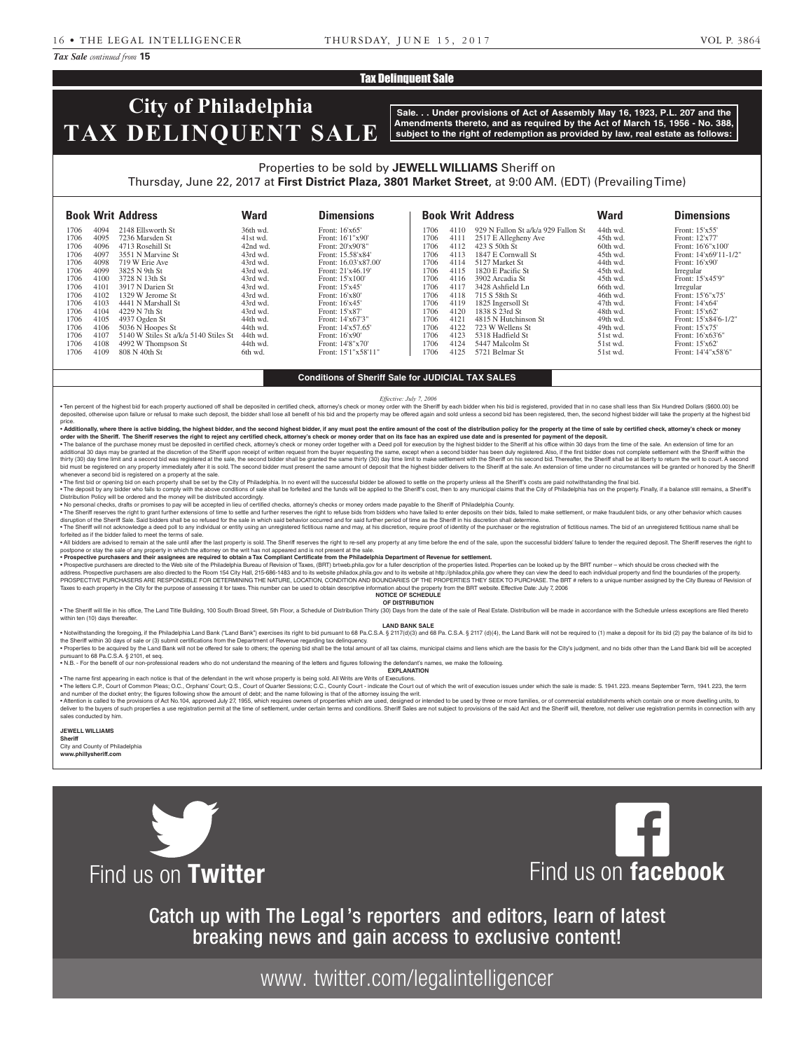*Tax Sale continued from* **15**

## Tax Delinquent Sale

# City of Philadelphia TAX DELINQUENT SALE

**Sale. . . Under provisions of Act of Assembly May 16, 1923, P.L. 207 and the Amendments thereto, and as required by the Act of March 15, 1956 - No. 388, subject to the right of redemption as provided by law, real estate as follows:**

Properties to be sold by **JEWELL WILLIAMS** Sheriff on Thursday, June 22, 2017 at **First District Plaza, 3801 Market Street**, at 9:00 AM. (EDT) (Prevailing Time)

| Book | Writ | Address | Ward | Dimensions |
|---|---|---|---|---|
| 1706 | 4094 | 2148 Ellsworth St | 36th wd. | Front: 16'x65' |
| 1706 | 4095 | 7236 Marsden St | 41st wd. | Front: 16'1"x90' |
| 1706 | 4096 | 4713 Rosehill St | 42nd wd. | Front: 20'x90'8" |
| 1706 | 4097 | 3551 N Marvine St | 43rd wd. | Front: 15.58'x84' |
| 1706 | 4098 | 719 W Erie Ave | 43rd wd. | Front: 16.03'x87.00' |
| 1706 | 4099 | 3825 N 9th St | 43rd wd. | Front: 21'x46.19' |
| 1706 | 4100 | 3728 N 13th St | 43rd wd. | Front: 15'x100' |
| 1706 | 4101 | 3917 N Darien St | 43rd wd. | Front: 15'x45' |
| 1706 | 4102 | 1329 W Jerome St | 43rd wd. | Front: 16'x80' |
| 1706 | 4103 | 4441 N Marshall St | 43rd wd. | Front: 16'x45' |
| 1706 | 4104 | 4229 N 7th St | 43rd wd. | Front: 15'x87' |
| 1706 | 4105 | 4937 Ogden St | 44th wd. | Front: 14'x67'3" |
| 1706 | 4106 | 5036 N Hoopes St | 44th wd. | Front: 14'x57.65' |
| 1706 | 4107 | 5140 W Stiles St a/k/a 5140 Stiles St | 44th wd. | Front: 16'x90' |
| 1706 | 4108 | 4992 W Thompson St | 44th wd. | Front: 14'8"x70' |
| 1706 | 4109 | 808 N 40th St | 6th wd. | Front: 15'1"x58'11" |
| 1706 | 4110 | 929 N Fallon St a/k/a 929 Fallon St | 44th wd. | Front: 15'x55' |
| 1706 | 4111 | 2517 E Allegheny Ave | 45th wd. | Front: 12'x77' |
| 1706 | 4112 | 423 S 50th St | 60th wd. | Front: 16'6"x100' |
| 1706 | 4113 | 1847 E Cornwall St | 45th wd. | Front: 14'x69'11-1/2" |
| 1706 | 4114 | 5127 Market St | 44th wd. | Front: 16'x90' |
| 1706 | 4115 | 1820 E Pacific St | 45th wd. | Irregular |
| 1706 | 4116 | 3902 Arcadia St | 45th wd. | Front: 15'x45'9" |
| 1706 | 4117 | 3428 Ashfield Ln | 66th wd. | Irregular |
| 1706 | 4118 | 715 S 58th St | 46th wd. | Front: 15'6"x75' |
| 1706 | 4119 | 1825 Ingersoll St | 47th wd. | Front: 14'x64' |
| 1706 | 4120 | 1838 S 23rd St | 48th wd. | Front: 15'x62' |
| 1706 | 4121 | 4815 N Hutchinson St | 49th wd. | Front: 15'x84'6-1/2" |
| 1706 | 4122 | 723 W Wellens St | 49th wd. | Front: 15'x75' |
| 1706 | 4123 | 5318 Hadfield St | 51st wd. | Front: 16'x63'6" |
| 1706 | 4124 | 5447 Malcolm St | 51st wd. | Front: 15'x62' |
| 1706 | 4125 | 5721 Belmar St | 51st wd. | Front: 14'4"x58'6" |

## Conditions of Sheriff Sale for JUDICIAL TAX SALES

*Effective: July 7, 2006*

• Ten percent of the highest bid for each property auctioned off shall be deposited in certified check, attorney's check or money order with the Sheriff by each bidder when his bid is registered, provided that in no case shall less than Six Hundred Dollars ($600.00) be deposited, otherwise upon failure or refusal to make such deposit, the bidder shall lose all benefit of his bid and the property may be offered again and sold unless a second bid has been registered, then, the second highest bidder will take the property at the highest bid price.

**• Additionally, where there is active bidding, the highest bidder, and the second highest bidder, if any must post the entire amount of the cost of the distribution policy for the property at the time of sale by certified check, attorney's check or money order with the Sheriff. The Sheriff reserves the right to reject any certified check, attorney's check or money order that on its face has an expired use date and is presented for payment of the deposit.**

• The balance of the purchase money must be deposited in certified check, attorney's check or money order together with a Deed poll for execution by the highest bidder to the Sheriff at his office within 30 days from the time of the sale. An extension of time for an additional 30 days may be granted at the discretion of the Sheriff upon receipt of written request from the buyer requesting the same, except when a second bidder has been duly registered. Also, if the first bidder does not complete settlement with the Sheriff within the thirty (30) day time limit and a second bid was registered at the sale, the second bidder shall be granted the same thirty (30) day time limit to make settlement with the Sheriff on his second bid. Thereafter, the Sheriff shall be at liberty to return the writ to court. A second bid must be registered on any property immediately after it is sold. The second bidder must present the same amount of deposit that the highest bidder delivers to the Sheriff at the sale. An extension of time under no circumstances will be granted or honored by the Sheriff whenever a second bid is registered on a property at the sale.

• The first bid or opening bid on each property shall be set by the City of Philadelphia. In no event will the successful bidder be allowed to settle on the property unless all the Sheriff's costs are paid notwithstanding the final bid.

• The deposit by any bidder who fails to comply with the above conditions of sale shall be forfeited and the funds will be applied to the Sheriff's cost, then to any municipal claims that the City of Philadelphia has on the property. Finally, if a balance still remains, a Sheriff's Distribution Policy will be ordered and the money will be distributed accordingly.

• No personal checks, drafts or promises to pay will be accepted in lieu of certified checks, attorney's checks or money orders made payable to the Sheriff of Philadelphia County.

• The Sheriff reserves the right to grant further extensions of time to settle and further reserves the right to refuse bids from bidders who have failed to enter deposits on their bids, failed to make settlement, or make fraudulent bids, or any other behavior which causes disruption of the Sheriff Sale. Said bidders shall be so refused for the sale in which said behavior occurred and for said further period of time as the Sheriff in his discretion shall determine.

• The Sheriff will not acknowledge a deed poll to any individual or entity using an unregistered fictitious name and may, at his discretion, require proof of identity of the purchaser or the registration of fictitious names. The bid of an unregistered fictitious name shall be forfeited as if the bidder failed to meet the terms of sale.

• All bidders are advised to remain at the sale until after the last property is sold. The Sheriff reserves the right to re-sell any property at any time before the end of the sale, upon the successful bidders' failure to tender the required deposit. The Sheriff reserves the right to postpone or stay the sale of any property in which the attorney on the writ has not appeared and is not present at the sale.

**• Prospective purchasers and their assignees are required to obtain a Tax Compliant Certificate from the Philadelphia Department of Revenue for settlement.**

• Prospective purchasers are directed to the Web site of the Philadelphia Bureau of Revision of Taxes, (BRT) brtweb.phila.gov for a fuller description of the properties listed. Properties can be looked up by the BRT number – which should be cross checked with the address. Prospective purchasers are also directed to the Room 154 City Hall, 215-686-1483 and to its website philadox.phila.gov and to its website at http://philadox.phila.gov where they can view the deed to each individual property and find the boundaries of the property. PROSPECTIVE PURCHASERS ARE RESPONSIBLE FOR DETERMINING THE NATURE, LOCATION, CONDITION AND BOUNDARIES OF THE PROPERTIES THEY SEEK TO PURCHASE. The BRT # refers to a unique number assigned by the City Bureau of Revision of Taxes to each property in the City for the purpose of assessing it for taxes. This number can be used to obtain descriptive information about the property from the BRT website. Effective Date: July 7, 2006

**NOTICE OF SCHEDULE OF DISTRIBUTION**

• The Sheriff will file in his office, The Land Title Building, 100 South Broad Street, 5th Floor, a Schedule of Distribution Thirty (30) Days from the date of the sale of Real Estate. Distribution will be made in accordance with the Schedule unless exceptions are filed thereto within ten (10) days thereafter.

**LAND BANK SALE**

• Notwithstanding the foregoing, if the Philadelphia Land Bank ("Land Bank") exercises its right to bid pursuant to 68 Pa.C.S.A. § 2117(d)(3) and 68 Pa. C.S.A. § 2117 (d)(4), the Land Bank will not be required to (1) make a deposit for its bid (2) pay the balance of its bid to the Sheriff within 30 days of sale or (3) submit certifications from the Department of Revenue regarding tax delinquency.

• Properties to be acquired by the Land Bank will not be offered for sale to others; the opening bid shall be the total amount of all tax claims, municipal claims and liens which are the basis for the City's judgment, and no bids other than the Land Bank bid will be accepted pursuant to 68 Pa.C.S.A. § 2101, et seq.

• N.B. - For the benefit of our non-professional readers who do not understand the meaning of the letters and figures following the defendant's names, we make the following.

**EXPLANATION**

• The name first appearing in each notice is that of the defendant in the writ whose property is being sold. All Writs are Writs of Executions.

• The letters C.P., Court of Common Pleas; O.C., Orphans' Court; Q.S., Court of Quarter Sessions; C.C., County Court - indicate the Court out of which the writ of execution issues under which the sale is made: S. 1941. 223. means September Term, 1941. 223, the term and number of the docket entry; the figures following show the amount of debt; and the name following is that of the attorney issuing the writ.

• Attention is called to the provisions of Act No.104, approved July 27, 1955, which requires owners of properties which are used, designed or intended to be used by three or more families, or of commercial establishments which contain one or more dwelling units, to deliver to the buyers of such properties a use registration permit at the time of settlement, under certain terms and conditions. Sheriff Sales are not subject to provisions of the said Act and the Sheriff will, therefore, not deliver use registration permits in connection with any sales conducted by him.

**JEWELL WILLIAMS**
**Sheriff**
City and County of Philadelphia
**www.phillysheriff.com**

Find us on **Twitter**

Find us on **facebook**

Catch up with The Legal's reporters and editors, learn of latest breaking news and gain access to exclusive content!

www. twitter.com/legalintelligencer